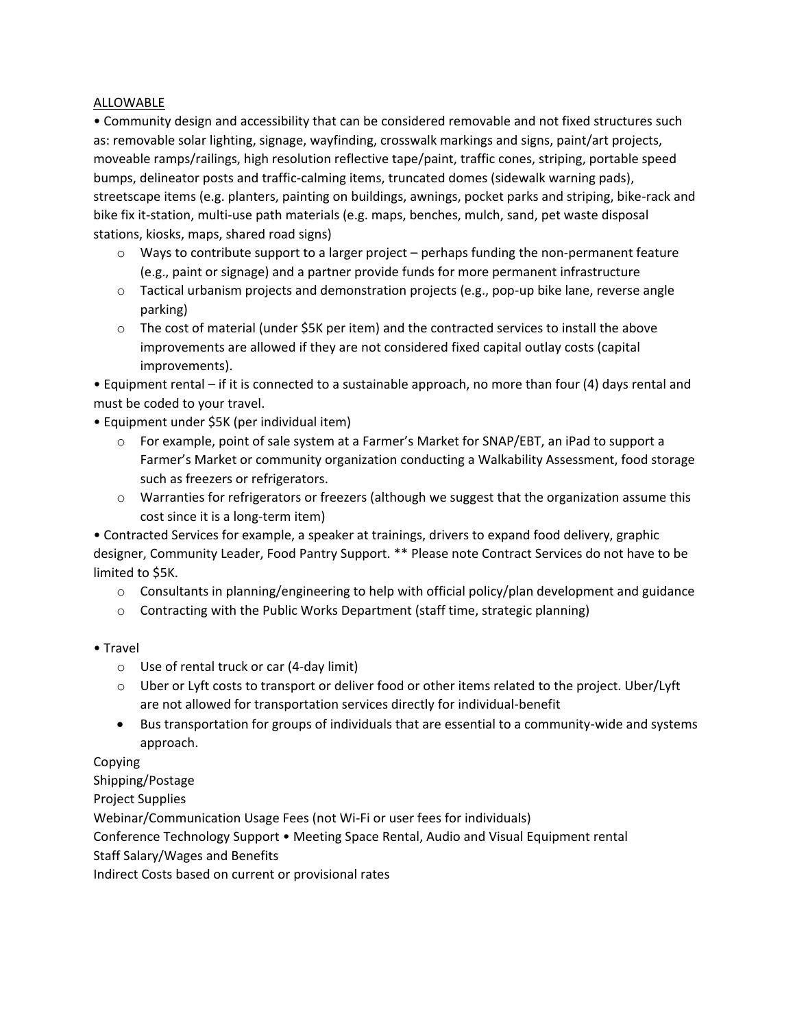<u>ALLOWABLE</u>

- Community design and accessibility that can be considered removable and not fixed structures such as: removable solar lighting, signage, wayfinding, crosswalk markings and signs, paint/art projects, moveable ramps/railings, high resolution reflective tape/paint, traffic cones, striping, portable speed bumps, delineator posts and traffic-calming items, truncated domes (sidewalk warning pads), streetscape items (e.g. planters, painting on buildings, awnings, pocket parks and striping, bike-rack and bike fix it-station, multi-use path materials (e.g. maps, benches, mulch, sand, pet waste disposal stations, kiosks, maps, shared road signs)
  - Ways to contribute support to a larger project – perhaps funding the non-permanent feature (e.g., paint or signage) and a partner provide funds for more permanent infrastructure
  - Tactical urbanism projects and demonstration projects (e.g., pop-up bike lane, reverse angle parking)
  - The cost of material (under $5K per item) and the contracted services to install the above improvements are allowed if they are not considered fixed capital outlay costs (capital improvements).
- Equipment rental – if it is connected to a sustainable approach, no more than four (4) days rental and must be coded to your travel.
- Equipment under $5K (per individual item)
  - For example, point of sale system at a Farmer's Market for SNAP/EBT, an iPad to support a Farmer's Market or community organization conducting a Walkability Assessment, food storage such as freezers or refrigerators.
  - Warranties for refrigerators or freezers (although we suggest that the organization assume this cost since it is a long-term item)
- Contracted Services for example, a speaker at trainings, drivers to expand food delivery, graphic designer, Community Leader, Food Pantry Support. ** Please note Contract Services do not have to be limited to $5K.
  - Consultants in planning/engineering to help with official policy/plan development and guidance
  - Contracting with the Public Works Department (staff time, strategic planning)
- Travel
  - Use of rental truck or car (4-day limit)
  - Uber or Lyft costs to transport or deliver food or other items related to the project. Uber/Lyft are not allowed for transportation services directly for individual-benefit
  - Bus transportation for groups of individuals that are essential to a community-wide and systems approach.

Copying
Shipping/Postage
Project Supplies
Webinar/Communication Usage Fees (not Wi-Fi or user fees for individuals)
Conference Technology Support • Meeting Space Rental, Audio and Visual Equipment rental
Staff Salary/Wages and Benefits
Indirect Costs based on current or provisional rates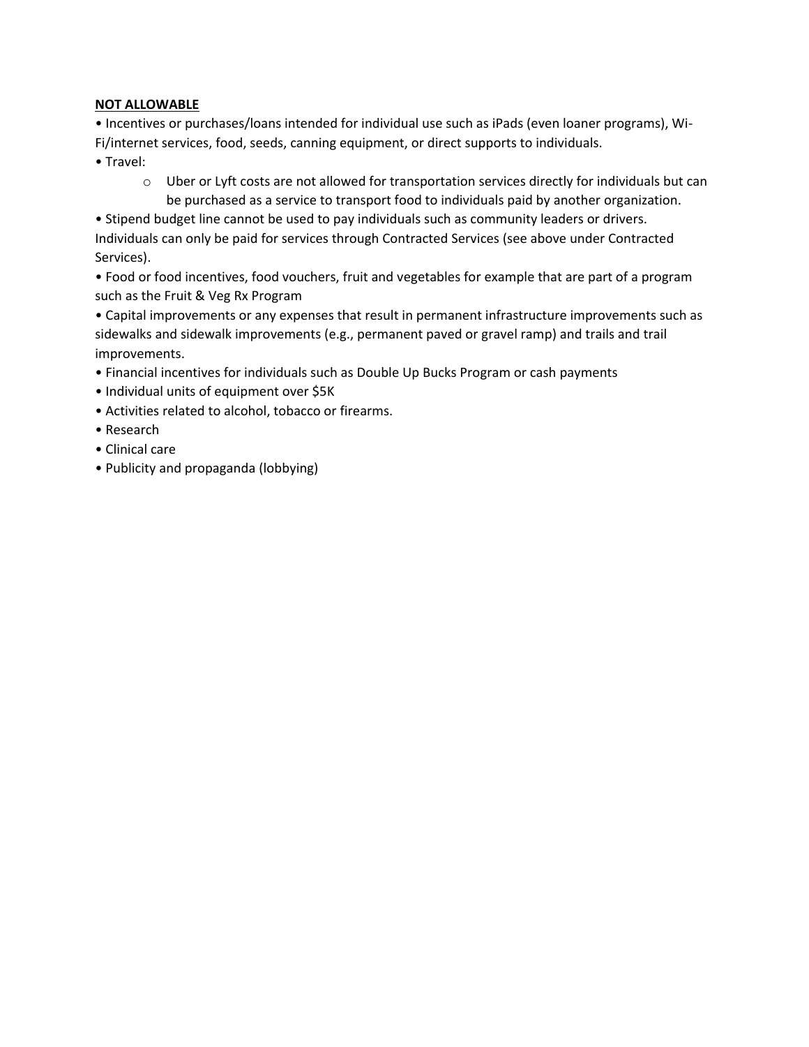**NOT ALLOWABLE**

- Incentives or purchases/loans intended for individual use such as iPads (even loaner programs), Wi-Fi/internet services, food, seeds, canning equipment, or direct supports to individuals.
- Travel:
  - Uber or Lyft costs are not allowed for transportation services directly for individuals but can be purchased as a service to transport food to individuals paid by another organization.
- Stipend budget line cannot be used to pay individuals such as community leaders or drivers. Individuals can only be paid for services through Contracted Services (see above under Contracted Services).
- Food or food incentives, food vouchers, fruit and vegetables for example that are part of a program such as the Fruit & Veg Rx Program
- Capital improvements or any expenses that result in permanent infrastructure improvements such as sidewalks and sidewalk improvements (e.g., permanent paved or gravel ramp) and trails and trail improvements.
- Financial incentives for individuals such as Double Up Bucks Program or cash payments
- Individual units of equipment over $5K
- Activities related to alcohol, tobacco or firearms.
- Research
- Clinical care
- Publicity and propaganda (lobbying)